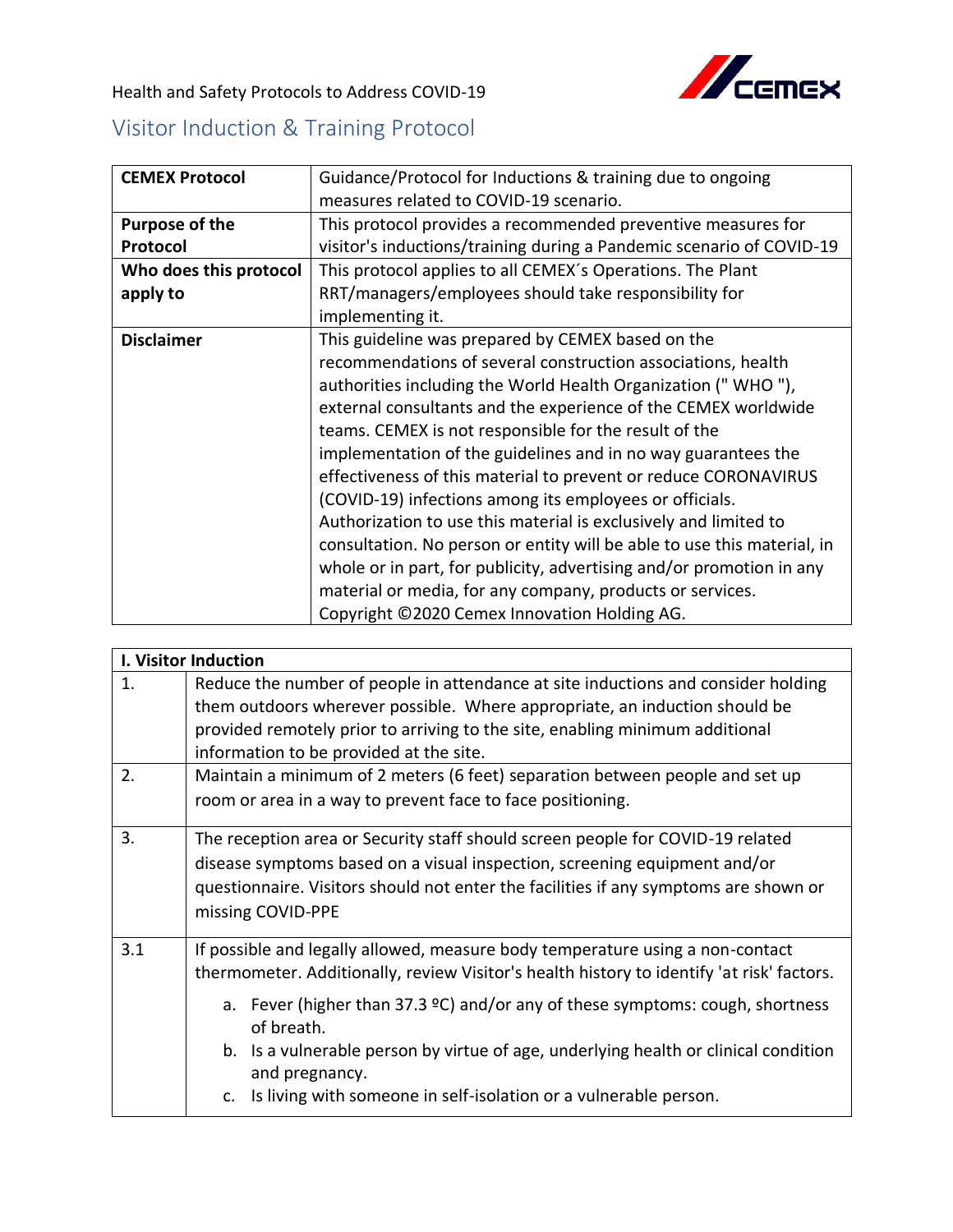Health and Safety Protocols to Address COVID-19

# Visitor Induction & Training Protocol

| **CEMEX Protocol** | Guidance/Protocol for Inductions & training due to ongoing measures related to COVID-19 scenario. |
|---|---|
| **Purpose of the Protocol** | This protocol provides a recommended preventive measures for visitor's inductions/training during a Pandemic scenario of COVID-19 |
| **Who does this protocol apply to** | This protocol applies to all CEMEX´s Operations. The Plant RRT/managers/employees should take responsibility for implementing it. |
| **Disclaimer** | This guideline was prepared by CEMEX based on the recommendations of several construction associations, health authorities including the World Health Organization (" WHO "), external consultants and the experience of the CEMEX worldwide teams. CEMEX is not responsible for the result of the implementation of the guidelines and in no way guarantees the effectiveness of this material to prevent or reduce CORONAVIRUS (COVID-19) infections among its employees or officials. Authorization to use this material is exclusively and limited to consultation. No person or entity will be able to use this material, in whole or in part, for publicity, advertising and/or promotion in any material or media, for any company, products or services. Copyright ©2020 Cemex Innovation Holding AG. |

| **I. Visitor Induction** | |
|---|---|
| 1. | Reduce the number of people in attendance at site inductions and consider holding them outdoors wherever possible. Where appropriate, an induction should be provided remotely prior to arriving to the site, enabling minimum additional information to be provided at the site. |
| 2. | Maintain a minimum of 2 meters (6 feet) separation between people and set up room or area in a way to prevent face to face positioning. |
| 3. | The reception area or Security staff should screen people for COVID-19 related disease symptoms based on a visual inspection, screening equipment and/or questionnaire. Visitors should not enter the facilities if any symptoms are shown or missing COVID-PPE |
| 3.1 | If possible and legally allowed, measure body temperature using a non-contact thermometer. Additionally, review Visitor's health history to identify 'at risk' factors. <br> a. Fever (higher than 37.3 ºC) and/or any of these symptoms: cough, shortness of breath. <br> b. Is a vulnerable person by virtue of age, underlying health or clinical condition and pregnancy. <br> c. Is living with someone in self-isolation or a vulnerable person. |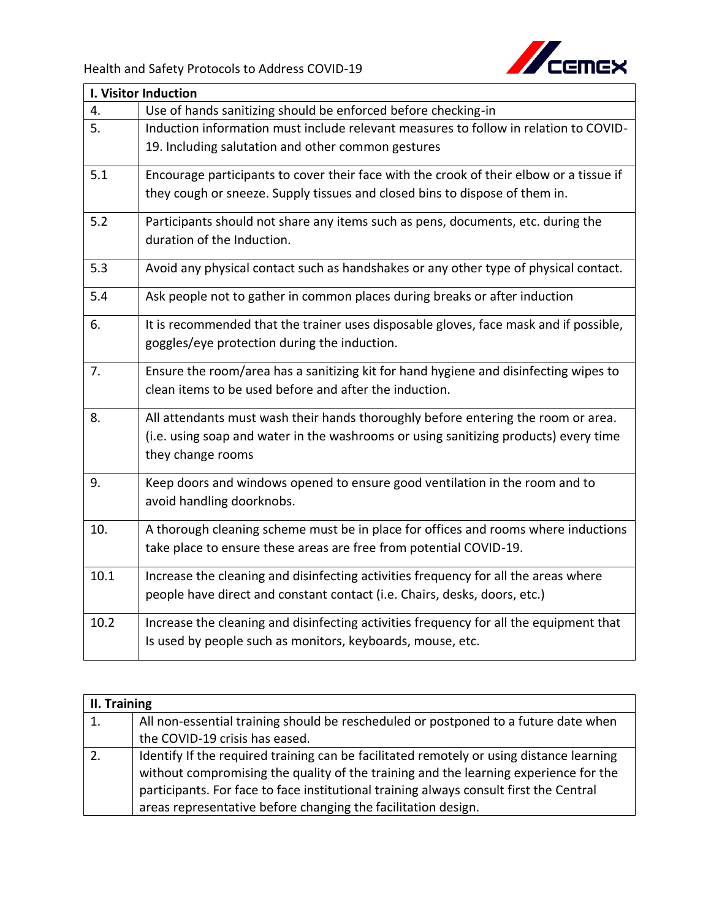| I. Visitor Induction | |
|---|---|
| 4. | Use of hands sanitizing should be enforced before checking-in |
| 5. | Induction information must include relevant measures to follow in relation to COVID-19. Including salutation and other common gestures |
| 5.1 | Encourage participants to cover their face with the crook of their elbow or a tissue if they cough or sneeze. Supply tissues and closed bins to dispose of them in. |
| 5.2 | Participants should not share any items such as pens, documents, etc. during the duration of the Induction. |
| 5.3 | Avoid any physical contact such as handshakes or any other type of physical contact. |
| 5.4 | Ask people not to gather in common places during breaks or after induction |
| 6. | It is recommended that the trainer uses disposable gloves, face mask and if possible, goggles/eye protection during the induction. |
| 7. | Ensure the room/area has a sanitizing kit for hand hygiene and disinfecting wipes to clean items to be used before and after the induction. |
| 8. | All attendants must wash their hands thoroughly before entering the room or area. (i.e. using soap and water in the washrooms or using sanitizing products) every time they change rooms |
| 9. | Keep doors and windows opened to ensure good ventilation in the room and to avoid handling doorknobs. |
| 10. | A thorough cleaning scheme must be in place for offices and rooms where inductions take place to ensure these areas are free from potential COVID-19. |
| 10.1 | Increase the cleaning and disinfecting activities frequency for all the areas where people have direct and constant contact (i.e. Chairs, desks, doors, etc.) |
| 10.2 | Increase the cleaning and disinfecting activities frequency for all the equipment that Is used by people such as monitors, keyboards, mouse, etc. |

| II. Training | |
|---|---|
| 1. | All non-essential training should be rescheduled or postponed to a future date when the COVID-19 crisis has eased. |
| 2. | Identify If the required training can be facilitated remotely or using distance learning without compromising the quality of the training and the learning experience for the participants. For face to face institutional training always consult first the Central areas representative before changing the facilitation design. |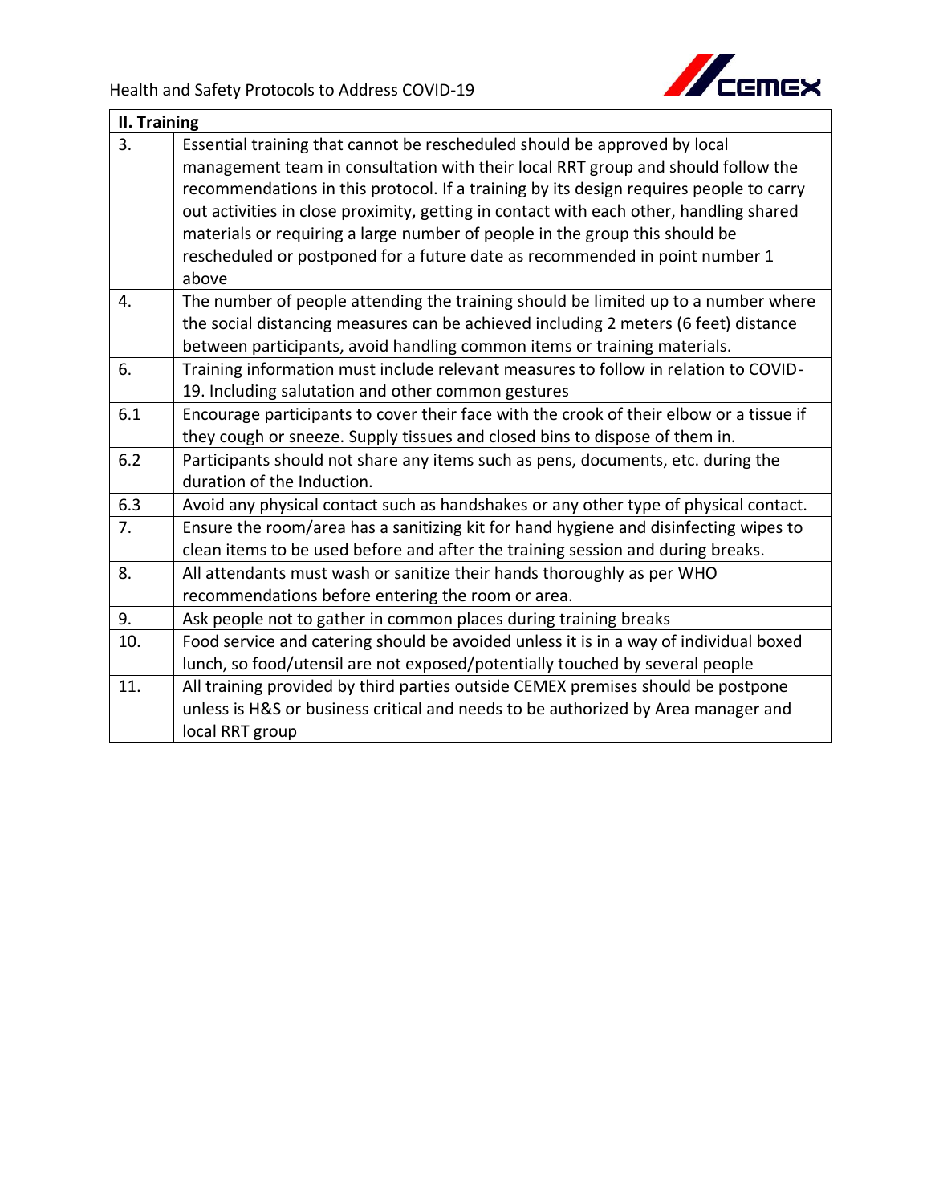| II. Training | |
|---|---|
| 3. | Essential training that cannot be rescheduled should be approved by local management team in consultation with their local RRT group and should follow the recommendations in this protocol. If a training by its design requires people to carry out activities in close proximity, getting in contact with each other, handling shared materials or requiring a large number of people in the group this should be rescheduled or postponed for a future date as recommended in point number 1 above |
| 4. | The number of people attending the training should be limited up to a number where the social distancing measures can be achieved including 2 meters (6 feet) distance between participants, avoid handling common items or training materials. |
| 6. | Training information must include relevant measures to follow in relation to COVID-19. Including salutation and other common gestures |
| 6.1 | Encourage participants to cover their face with the crook of their elbow or a tissue if they cough or sneeze. Supply tissues and closed bins to dispose of them in. |
| 6.2 | Participants should not share any items such as pens, documents, etc. during the duration of the Induction. |
| 6.3 | Avoid any physical contact such as handshakes or any other type of physical contact. |
| 7. | Ensure the room/area has a sanitizing kit for hand hygiene and disinfecting wipes to clean items to be used before and after the training session and during breaks. |
| 8. | All attendants must wash or sanitize their hands thoroughly as per WHO recommendations before entering the room or area. |
| 9. | Ask people not to gather in common places during training breaks |
| 10. | Food service and catering should be avoided unless it is in a way of individual boxed lunch, so food/utensil are not exposed/potentially touched by several people |
| 11. | All training provided by third parties outside CEMEX premises should be postpone unless is H&S or business critical and needs to be authorized by Area manager and local RRT group |